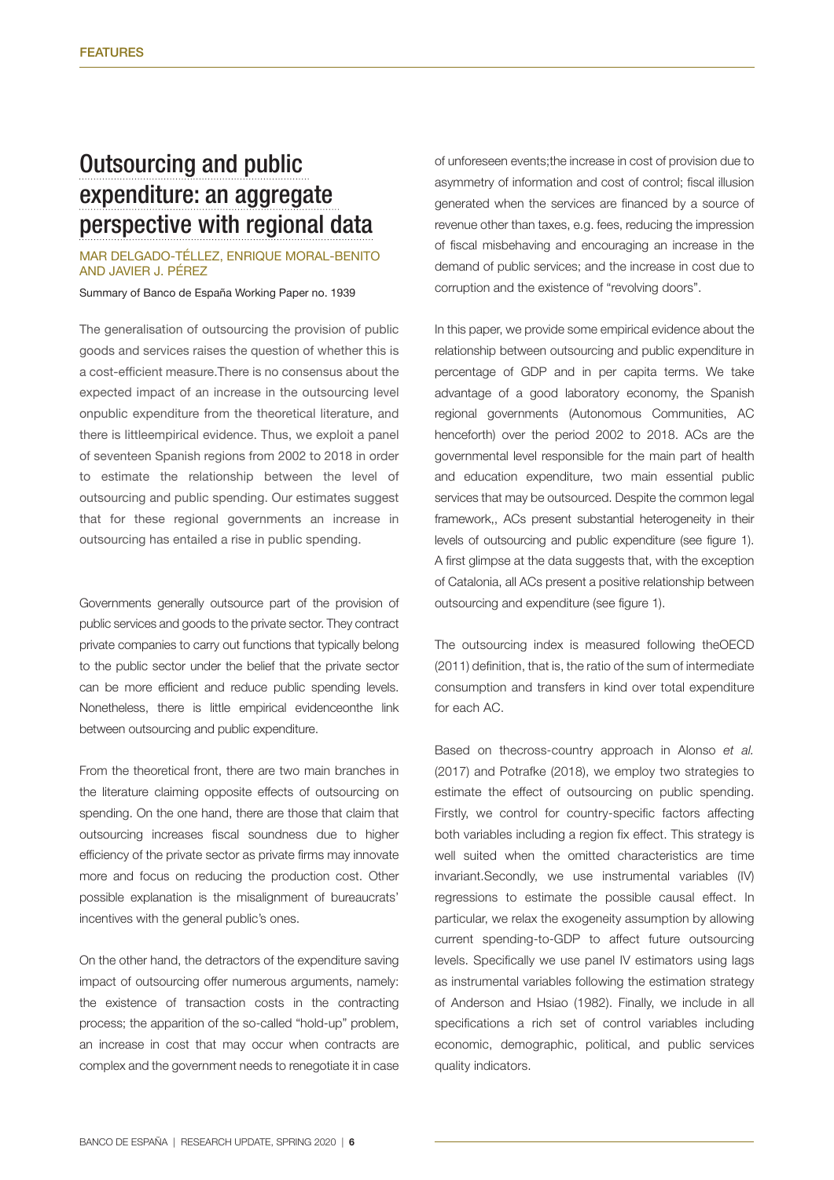FEATURES

# Outsourcing and public expenditure: an aggregate perspective with regional data

MAR DELGADO-TÉLLEZ, ENRIQUE MORAL-BENITO AND JAVIER J. PÉREZ

Summary of Banco de España Working Paper no. 1939

The generalisation of outsourcing the provision of public goods and services raises the question of whether this is a cost-efficient measure.There is no consensus about the expected impact of an increase in the outsourcing level onpublic expenditure from the theoretical literature, and there is littleempirical evidence. Thus, we exploit a panel of seventeen Spanish regions from 2002 to 2018 in order to estimate the relationship between the level of outsourcing and public spending. Our estimates suggest that for these regional governments an increase in outsourcing has entailed a rise in public spending.

Governments generally outsource part of the provision of public services and goods to the private sector. They contract private companies to carry out functions that typically belong to the public sector under the belief that the private sector can be more efficient and reduce public spending levels. Nonetheless, there is little empirical evidenceonthe link between outsourcing and public expenditure.

From the theoretical front, there are two main branches in the literature claiming opposite effects of outsourcing on spending. On the one hand, there are those that claim that outsourcing increases fiscal soundness due to higher efficiency of the private sector as private firms may innovate more and focus on reducing the production cost. Other possible explanation is the misalignment of bureaucrats' incentives with the general public's ones.

On the other hand, the detractors of the expenditure saving impact of outsourcing offer numerous arguments, namely: the existence of transaction costs in the contracting process; the apparition of the so-called "hold-up" problem, an increase in cost that may occur when contracts are complex and the government needs to renegotiate it in case of unforeseen events;the increase in cost of provision due to asymmetry of information and cost of control; fiscal illusion generated when the services are financed by a source of revenue other than taxes, e.g. fees, reducing the impression of fiscal misbehaving and encouraging an increase in the demand of public services; and the increase in cost due to corruption and the existence of "revolving doors".

In this paper, we provide some empirical evidence about the relationship between outsourcing and public expenditure in percentage of GDP and in per capita terms. We take advantage of a good laboratory economy, the Spanish regional governments (Autonomous Communities, AC henceforth) over the period 2002 to 2018. ACs are the governmental level responsible for the main part of health and education expenditure, two main essential public services that may be outsourced. Despite the common legal framework,, ACs present substantial heterogeneity in their levels of outsourcing and public expenditure (see figure 1). A first glimpse at the data suggests that, with the exception of Catalonia, all ACs present a positive relationship between outsourcing and expenditure (see figure 1).

The outsourcing index is measured following theOECD (2011) definition, that is, the ratio of the sum of intermediate consumption and transfers in kind over total expenditure for each AC.

Based on thecross-country approach in Alonso *et al.* (2017) and Potrafke (2018), we employ two strategies to estimate the effect of outsourcing on public spending. Firstly, we control for country-specific factors affecting both variables including a region fix effect. This strategy is well suited when the omitted characteristics are time invariant.Secondly, we use instrumental variables (IV) regressions to estimate the possible causal effect. In particular, we relax the exogeneity assumption by allowing current spending-to-GDP to affect future outsourcing levels. Specifically we use panel IV estimators using lags as instrumental variables following the estimation strategy of Anderson and Hsiao (1982). Finally, we include in all specifications a rich set of control variables including economic, demographic, political, and public services quality indicators.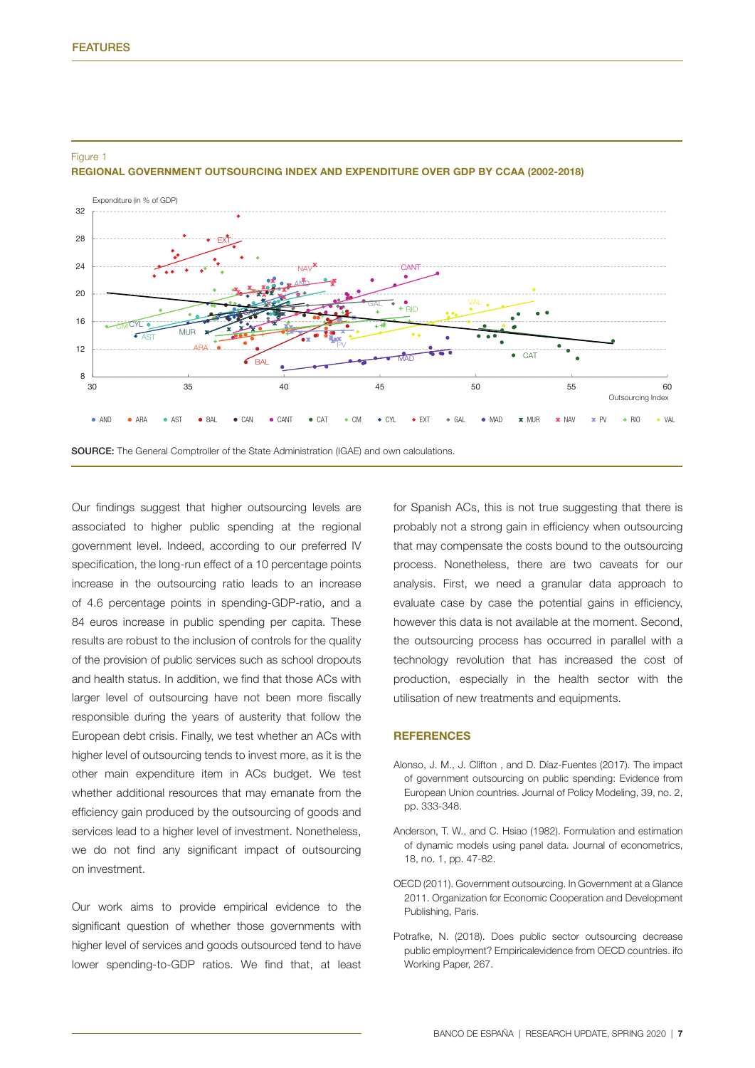Figure 1

**REGIONAL GOVERNMENT OUTSOURCING INDEX AND EXPENDITURE OVER GDP BY CCAA (2002-2018)**

Expenditure (in % of GDP)

32
28
24
20
16
12
8

30 35 40 45 50 55 60

Outsourcing Index

EXT NAV CANT AND GAL RIO VAL CM CYL AST MUR ARA BAL PV MAD CAT

AND ARA AST BAL CAN CANT CAT CM CYL EXT GAL MAD MUR NAV PV RIO VAL

**SOURCE:** The General Comptroller of the State Administration (IGAE) and own calculations.

Our findings suggest that higher outsourcing levels are associated to higher public spending at the regional government level. Indeed, according to our preferred IV specification, the long-run effect of a 10 percentage points increase in the outsourcing ratio leads to an increase of 4.6 percentage points in spending-GDP-ratio, and a 84 euros increase in public spending per capita. These results are robust to the inclusion of controls for the quality of the provision of public services such as school dropouts and health status. In addition, we find that those ACs with larger level of outsourcing have not been more fiscally responsible during the years of austerity that follow the European debt crisis. Finally, we test whether an ACs with higher level of outsourcing tends to invest more, as it is the other main expenditure item in ACs budget. We test whether additional resources that may emanate from the efficiency gain produced by the outsourcing of goods and services lead to a higher level of investment. Nonetheless, we do not find any significant impact of outsourcing on investment.

Our work aims to provide empirical evidence to the significant question of whether those governments with higher level of services and goods outsourced tend to have lower spending-to-GDP ratios. We find that, at least for Spanish ACs, this is not true suggesting that there is probably not a strong gain in efficiency when outsourcing that may compensate the costs bound to the outsourcing process. Nonetheless, there are two caveats for our analysis. First, we need a granular data approach to evaluate case by case the potential gains in efficiency, however this data is not available at the moment. Second, the outsourcing process has occurred in parallel with a technology revolution that has increased the cost of production, especially in the health sector with the utilisation of new treatments and equipments.

## REFERENCES

Alonso, J. M., J. Clifton , and D. Díaz-Fuentes (2017). The impact of government outsourcing on public spending: Evidence from European Union countries. Journal of Policy Modeling, 39, no. 2, pp. 333-348.

Anderson, T. W., and C. Hsiao (1982). Formulation and estimation of dynamic models using panel data. Journal of econometrics, 18, no. 1, pp. 47-82.

OECD (2011). Government outsourcing. In Government at a Glance 2011. Organization for Economic Cooperation and Development Publishing, Paris.

Potrafke, N. (2018). Does public sector outsourcing decrease public employment? Empiricalevidence from OECD countries. ifo Working Paper, 267.